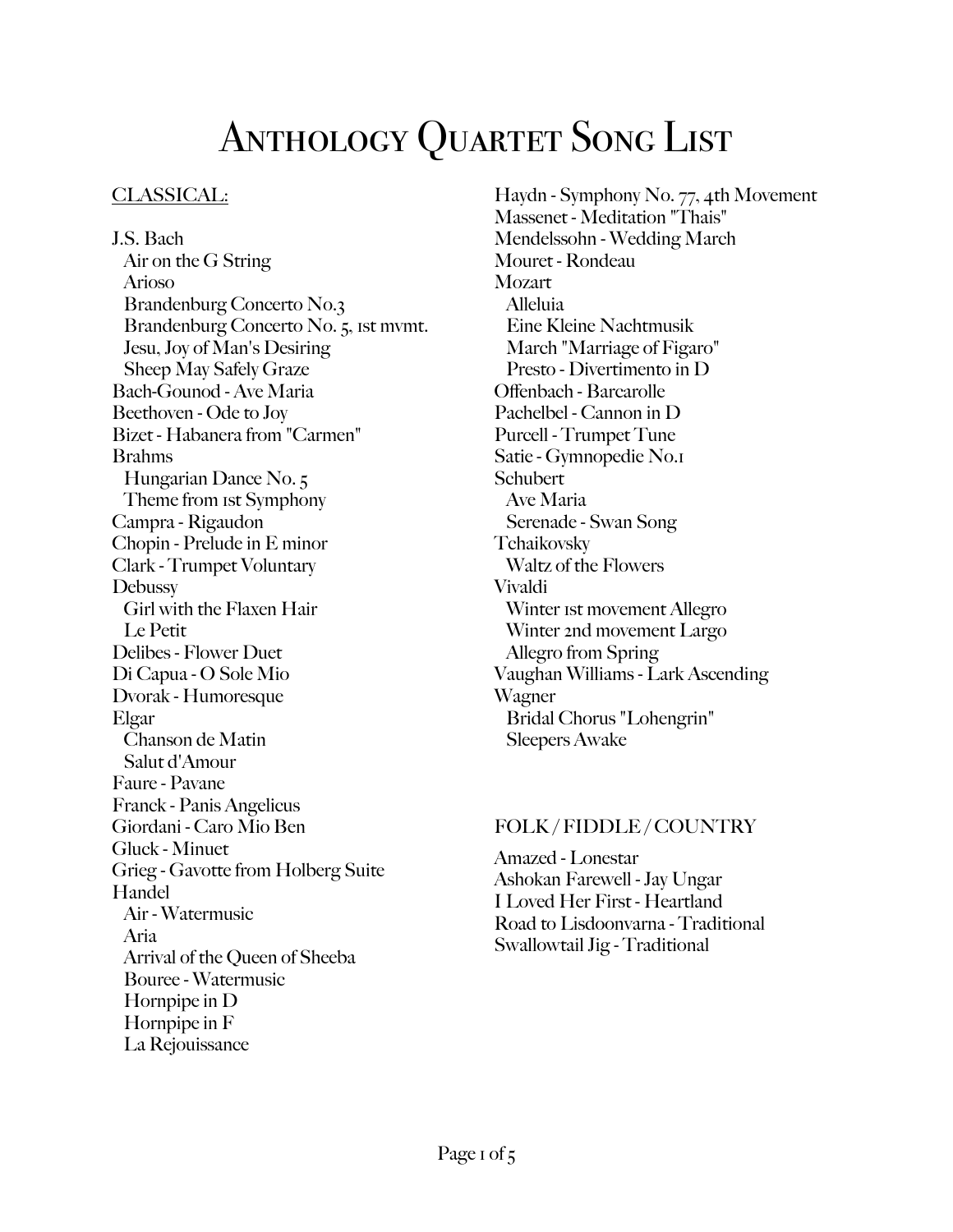# Anthology Quartet Song List

## CLASSICAL:

J.S. Bach
- Air on the G String
- Arioso
- Brandenburg Concerto No.3
- Brandenburg Concerto No. 5, 1st mvmt.
- Jesu, Joy of Man's Desiring
- Sheep May Safely Graze

Bach-Gounod - Ave Maria

Beethoven - Ode to Joy

Bizet - Habanera from "Carmen"

Brahms
- Hungarian Dance No. 5
- Theme from 1st Symphony

Campra - Rigaudon

Chopin - Prelude in E minor

Clark - Trumpet Voluntary

Debussy
- Girl with the Flaxen Hair
- Le Petit

Delibes - Flower Duet

Di Capua - O Sole Mio

Dvorak - Humoresque

Elgar
- Chanson de Matin
- Salut d'Amour

Faure - Pavane

Franck - Panis Angelicus

Giordani - Caro Mio Ben

Gluck - Minuet

Grieg - Gavotte from Holberg Suite

Handel
- Air - Watermusic
- Aria
- Arrival of the Queen of Sheeba
- Bouree - Watermusic
- Hornpipe in D
- Hornpipe in F
- La Rejouissance

Haydn - Symphony No. 77, 4th Movement

Massenet - Meditation "Thais"

Mendelssohn - Wedding March

Mouret - Rondeau

Mozart
- Alleluia
- Eine Kleine Nachtmusik
- March "Marriage of Figaro"
- Presto - Divertimento in D

Offenbach - Barcarolle

Pachelbel - Cannon in D

Purcell - Trumpet Tune

Satie - Gymnopedie No.1

Schubert
- Ave Maria
- Serenade - Swan Song

Tchaikovsky
- Waltz of the Flowers

Vivaldi
- Winter 1st movement Allegro
- Winter 2nd movement Largo
- Allegro from Spring

Vaughan Williams - Lark Ascending

Wagner
- Bridal Chorus "Lohengrin"
- Sleepers Awake

## FOLK / FIDDLE / COUNTRY

Amazed - Lonestar

Ashokan Farewell - Jay Ungar

I Loved Her First - Heartland

Road to Lisdoonvarna - Traditional

Swallowtail Jig - Traditional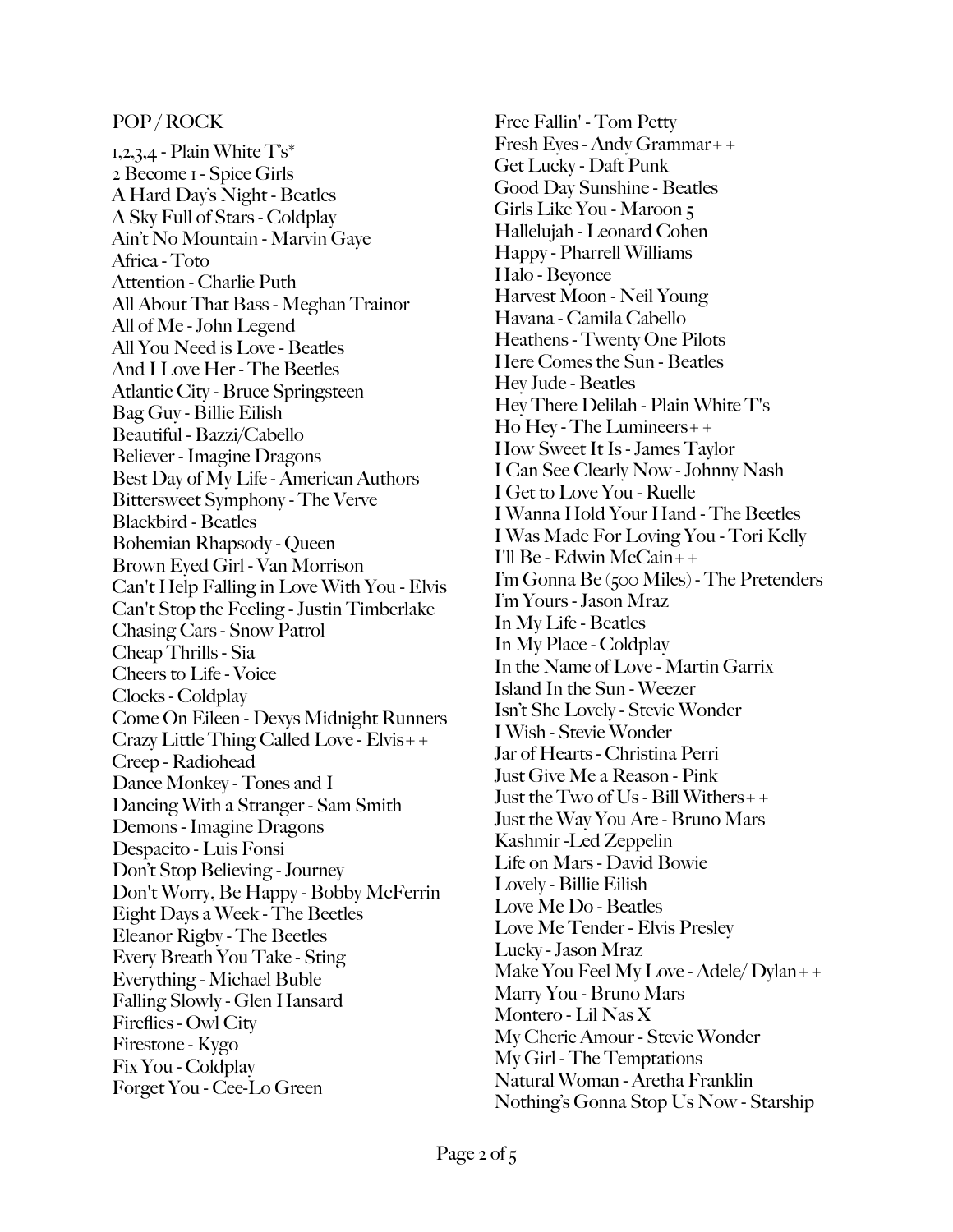## POP / ROCK

1,2,3,4 - Plain White T's*
2 Become 1 - Spice Girls
A Hard Day's Night - Beatles
A Sky Full of Stars - Coldplay
Ain't No Mountain - Marvin Gaye
Africa - Toto
Attention - Charlie Puth
All About That Bass - Meghan Trainor
All of Me - John Legend
All You Need is Love - Beatles
And I Love Her - The Beetles
Atlantic City - Bruce Springsteen
Bag Guy - Billie Eilish
Beautiful - Bazzi/Cabello
Believer - Imagine Dragons
Best Day of My Life - American Authors
Bittersweet Symphony - The Verve
Blackbird - Beatles
Bohemian Rhapsody - Queen
Brown Eyed Girl - Van Morrison
Can't Help Falling in Love With You - Elvis
Can't Stop the Feeling - Justin Timberlake
Chasing Cars - Snow Patrol
Cheap Thrills - Sia
Cheers to Life - Voice
Clocks - Coldplay
Come On Eileen - Dexys Midnight Runners
Crazy Little Thing Called Love - Elvis++
Creep - Radiohead
Dance Monkey - Tones and I
Dancing With a Stranger - Sam Smith
Demons - Imagine Dragons
Despacito - Luis Fonsi
Don't Stop Believing - Journey
Don't Worry, Be Happy - Bobby McFerrin
Eight Days a Week - The Beetles
Eleanor Rigby - The Beetles
Every Breath You Take - Sting
Everything - Michael Buble
Falling Slowly - Glen Hansard
Fireflies - Owl City
Firestone - Kygo
Fix You - Coldplay
Forget You - Cee-Lo Green
Free Fallin' - Tom Petty
Fresh Eyes - Andy Grammar++
Get Lucky - Daft Punk
Good Day Sunshine - Beatles
Girls Like You - Maroon 5
Hallelujah - Leonard Cohen
Happy - Pharrell Williams
Halo - Beyonce
Harvest Moon - Neil Young
Havana - Camila Cabello
Heathens - Twenty One Pilots
Here Comes the Sun - Beatles
Hey Jude - Beatles
Hey There Delilah - Plain White T's
Ho Hey - The Lumineers++
How Sweet It Is - James Taylor
I Can See Clearly Now - Johnny Nash
I Get to Love You - Ruelle
I Wanna Hold Your Hand - The Beetles
I Was Made For Loving You - Tori Kelly
I'll Be - Edwin McCain++
I'm Gonna Be (500 Miles) - The Pretenders
I'm Yours - Jason Mraz
In My Life - Beatles
In My Place - Coldplay
In the Name of Love - Martin Garrix
Island In the Sun - Weezer
Isn't She Lovely - Stevie Wonder
I Wish - Stevie Wonder
Jar of Hearts - Christina Perri
Just Give Me a Reason - Pink
Just the Two of Us - Bill Withers++
Just the Way You Are - Bruno Mars
Kashmir -Led Zeppelin
Life on Mars - David Bowie
Lovely - Billie Eilish
Love Me Do - Beatles
Love Me Tender - Elvis Presley
Lucky - Jason Mraz
Make You Feel My Love - Adele/ Dylan++
Marry You - Bruno Mars
Montero - Lil Nas X
My Cherie Amour - Stevie Wonder
My Girl - The Temptations
Natural Woman - Aretha Franklin
Nothing's Gonna Stop Us Now - Starship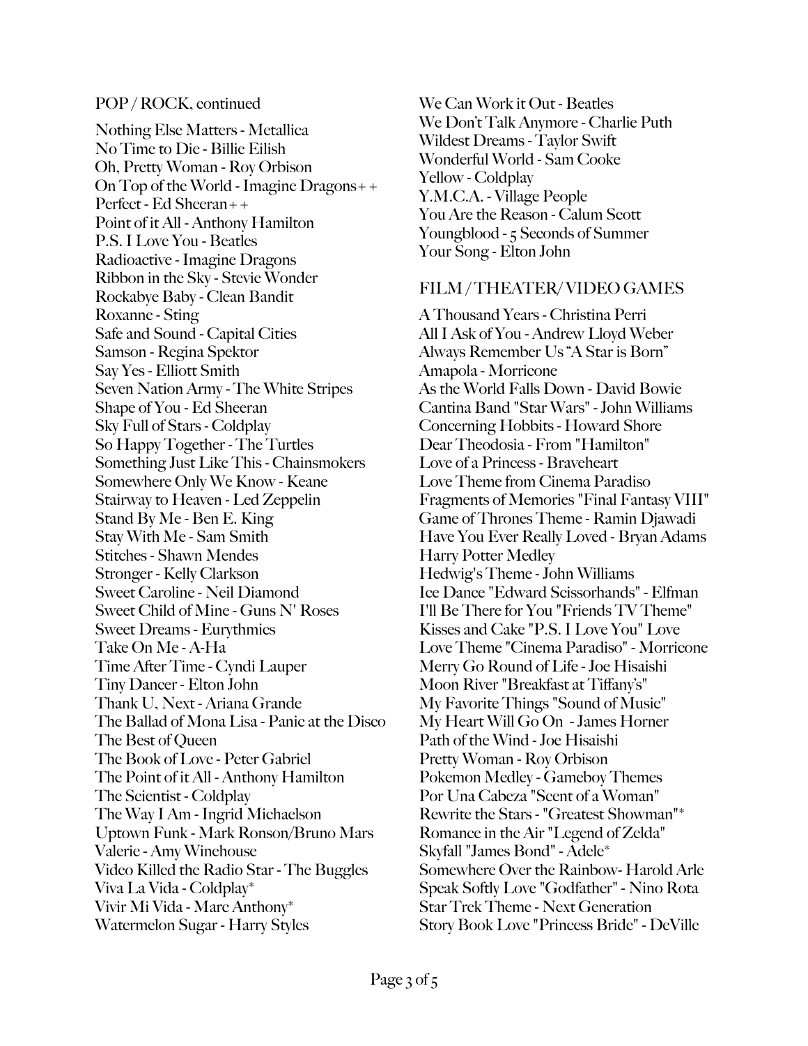## POP / ROCK, continued

Nothing Else Matters - Metallica
No Time to Die - Billie Eilish
Oh, Pretty Woman - Roy Orbison
On Top of the World - Imagine Dragons++
Perfect - Ed Sheeran++
Point of it All - Anthony Hamilton
P.S. I Love You - Beatles
Radioactive - Imagine Dragons
Ribbon in the Sky - Stevie Wonder
Rockabye Baby - Clean Bandit
Roxanne - Sting
Safe and Sound - Capital Cities
Samson - Regina Spektor
Say Yes - Elliott Smith
Seven Nation Army - The White Stripes
Shape of You - Ed Sheeran
Sky Full of Stars - Coldplay
So Happy Together - The Turtles
Something Just Like This - Chainsmokers
Somewhere Only We Know - Keane
Stairway to Heaven - Led Zeppelin
Stand By Me - Ben E. King
Stay With Me - Sam Smith
Stitches - Shawn Mendes
Stronger - Kelly Clarkson
Sweet Caroline - Neil Diamond
Sweet Child of Mine - Guns N' Roses
Sweet Dreams - Eurythmics
Take On Me - A-Ha
Time After Time - Cyndi Lauper
Tiny Dancer - Elton John
Thank U, Next - Ariana Grande
The Ballad of Mona Lisa - Panic at the Disco
The Best of Queen
The Book of Love - Peter Gabriel
The Point of it All - Anthony Hamilton
The Scientist - Coldplay
The Way I Am - Ingrid Michaelson
Uptown Funk - Mark Ronson/Bruno Mars
Valerie - Amy Winehouse
Video Killed the Radio Star - The Buggles
Viva La Vida - Coldplay*
Vivir Mi Vida - Marc Anthony*
Watermelon Sugar - Harry Styles
We Can Work it Out - Beatles
We Don't Talk Anymore - Charlie Puth
Wildest Dreams - Taylor Swift
Wonderful World - Sam Cooke
Yellow - Coldplay
Y.M.C.A. - Village People
You Are the Reason - Calum Scott
Youngblood - 5 Seconds of Summer
Your Song - Elton John

## FILM / THEATER/ VIDEO GAMES

A Thousand Years - Christina Perri
All I Ask of You - Andrew Lloyd Weber
Always Remember Us "A Star is Born"
Amapola - Morricone
As the World Falls Down - David Bowie
Cantina Band "Star Wars" - John Williams
Concerning Hobbits - Howard Shore
Dear Theodosia - From "Hamilton"
Love of a Princess - Braveheart
Love Theme from Cinema Paradiso
Fragments of Memories "Final Fantasy VIII"
Game of Thrones Theme - Ramin Djawadi
Have You Ever Really Loved - Bryan Adams
Harry Potter Medley
Hedwig's Theme - John Williams
Ice Dance "Edward Scissorhands" - Elfman
I'll Be There for You "Friends TV Theme"
Kisses and Cake "P.S. I Love You" Love
Love Theme "Cinema Paradiso" - Morricone
Merry Go Round of Life - Joe Hisaishi
Moon River "Breakfast at Tiffany's"
My Favorite Things "Sound of Music"
My Heart Will Go On - James Horner
Path of the Wind - Joe Hisaishi
Pretty Woman - Roy Orbison
Pokemon Medley - Gameboy Themes
Por Una Cabeza "Scent of a Woman"
Rewrite the Stars - "Greatest Showman"*
Romance in the Air "Legend of Zelda"
Skyfall "James Bond" - Adele*
Somewhere Over the Rainbow- Harold Arle
Speak Softly Love "Godfather" - Nino Rota
Star Trek Theme - Next Generation
Story Book Love "Princess Bride" - DeVille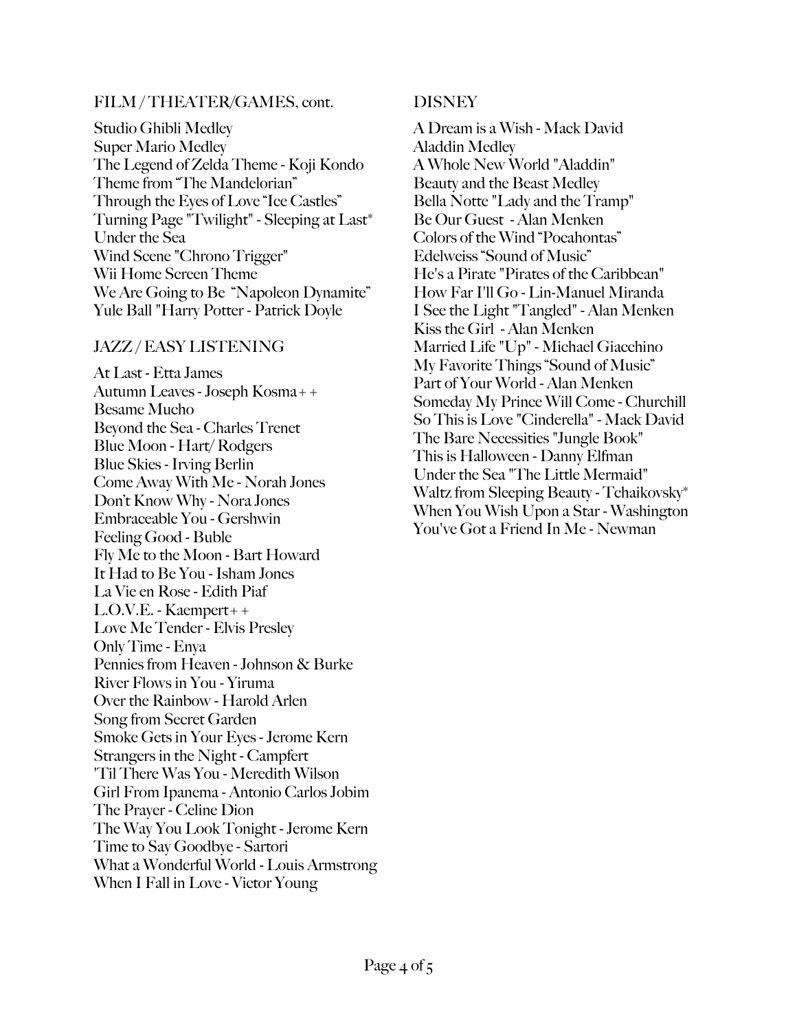## FILM / THEATER/GAMES, cont.

Studio Ghibli Medley
Super Mario Medley
The Legend of Zelda Theme - Koji Kondo
Theme from "The Mandelorian"
Through the Eyes of Love "Ice Castles"
Turning Page "Twilight" - Sleeping at Last*
Under the Sea
Wind Scene "Chrono Trigger"
Wii Home Screen Theme
We Are Going to Be "Napoleon Dynamite"
Yule Ball "Harry Potter - Patrick Doyle

## JAZZ / EASY LISTENING

At Last - Etta James
Autumn Leaves - Joseph Kosma++
Besame Mucho
Beyond the Sea - Charles Trenet
Blue Moon - Hart/ Rodgers
Blue Skies - Irving Berlin
Come Away With Me - Norah Jones
Don't Know Why - Nora Jones
Embraceable You - Gershwin
Feeling Good - Buble
Fly Me to the Moon - Bart Howard
It Had to Be You - Isham Jones
La Vie en Rose - Edith Piaf
L.O.V.E. - Kaempert++
Love Me Tender - Elvis Presley
Only Time - Enya
Pennies from Heaven - Johnson & Burke
River Flows in You - Yiruma
Over the Rainbow - Harold Arlen
Song from Secret Garden
Smoke Gets in Your Eyes - Jerome Kern
Strangers in the Night - Campfert
'Til There Was You - Meredith Wilson
Girl From Ipanema - Antonio Carlos Jobim
The Prayer - Celine Dion
The Way You Look Tonight - Jerome Kern
Time to Say Goodbye - Sartori
What a Wonderful World - Louis Armstrong
When I Fall in Love - Victor Young

## DISNEY

A Dream is a Wish - Mack David
Aladdin Medley
A Whole New World "Aladdin"
Beauty and the Beast Medley
Bella Notte "Lady and the Tramp"
Be Our Guest - Alan Menken
Colors of the Wind "Pocahontas"
Edelweiss "Sound of Music"
He's a Pirate "Pirates of the Caribbean"
How Far I'll Go - Lin-Manuel Miranda
I See the Light "Tangled" - Alan Menken
Kiss the Girl - Alan Menken
Married Life "Up" - Michael Giacchino
My Favorite Things "Sound of Music"
Part of Your World - Alan Menken
Someday My Prince Will Come - Churchill
So This is Love "Cinderella" - Mack David
The Bare Necessities "Jungle Book"
This is Halloween - Danny Elfman
Under the Sea "The Little Mermaid"
Waltz from Sleeping Beauty - Tchaikovsky*
When You Wish Upon a Star - Washington
You've Got a Friend In Me - Newman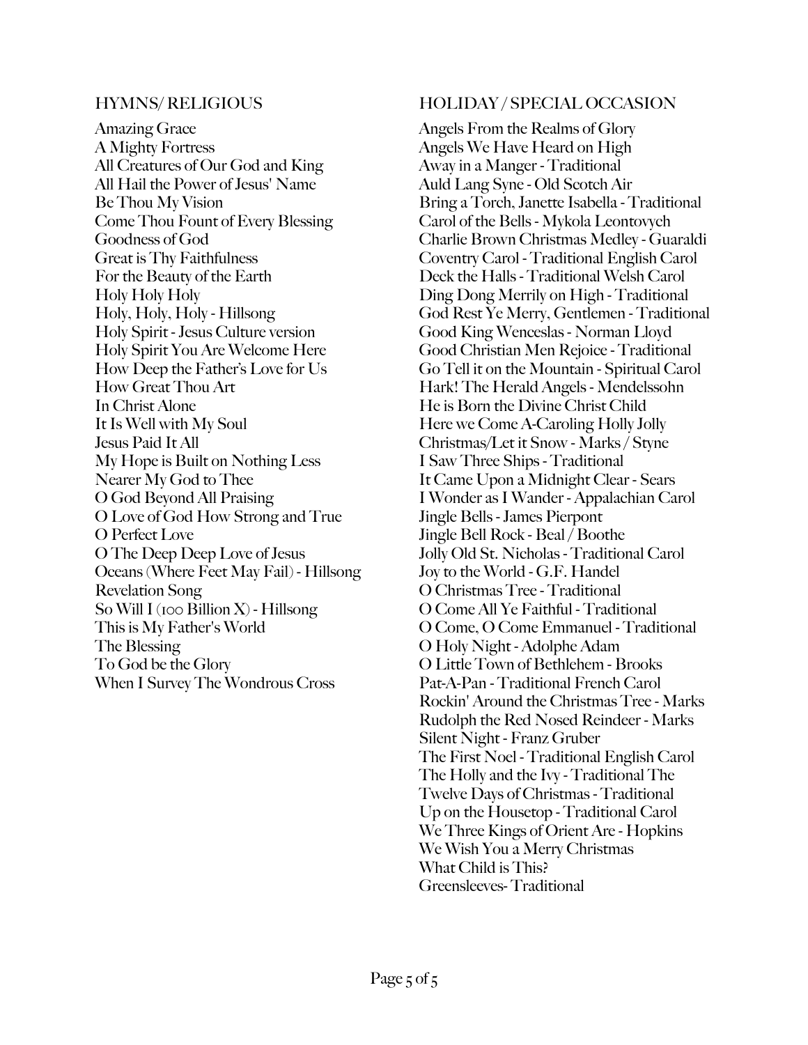## HYMNS/ RELIGIOUS

Amazing Grace
A Mighty Fortress
All Creatures of Our God and King
All Hail the Power of Jesus' Name
Be Thou My Vision
Come Thou Fount of Every Blessing
Goodness of God
Great is Thy Faithfulness
For the Beauty of the Earth
Holy Holy Holy
Holy, Holy, Holy - Hillsong
Holy Spirit - Jesus Culture version
Holy Spirit You Are Welcome Here
How Deep the Father's Love for Us
How Great Thou Art
In Christ Alone
It Is Well with My Soul
Jesus Paid It All
My Hope is Built on Nothing Less
Nearer My God to Thee
O God Beyond All Praising
O Love of God How Strong and True
O Perfect Love
O The Deep Deep Love of Jesus
Oceans (Where Feet May Fail) - Hillsong
Revelation Song
So Will I (100 Billion X) - Hillsong
This is My Father's World
The Blessing
To God be the Glory
When I Survey The Wondrous Cross

## HOLIDAY / SPECIAL OCCASION

Angels From the Realms of Glory
Angels We Have Heard on High
Away in a Manger - Traditional
Auld Lang Syne - Old Scotch Air
Bring a Torch, Janette Isabella - Traditional
Carol of the Bells - Mykola Leontovych
Charlie Brown Christmas Medley - Guaraldi
Coventry Carol - Traditional English Carol
Deck the Halls - Traditional Welsh Carol
Ding Dong Merrily on High - Traditional
God Rest Ye Merry, Gentlemen - Traditional
Good King Wenceslas - Norman Lloyd
Good Christian Men Rejoice - Traditional
Go Tell it on the Mountain - Spiritual Carol
Hark! The Herald Angels - Mendelssohn
He is Born the Divine Christ Child
Here we Come A-Caroling Holly Jolly Christmas/Let it Snow - Marks / Styne
I Saw Three Ships - Traditional
It Came Upon a Midnight Clear - Sears
I Wonder as I Wander - Appalachian Carol
Jingle Bells - James Pierpont
Jingle Bell Rock - Beal / Boothe
Jolly Old St. Nicholas - Traditional Carol
Joy to the World - G.F. Handel
O Christmas Tree - Traditional
O Come All Ye Faithful - Traditional
O Come, O Come Emmanuel - Traditional
O Holy Night - Adolphe Adam
O Little Town of Bethlehem - Brooks
Pat-A-Pan - Traditional French Carol
Rockin' Around the Christmas Tree - Marks
Rudolph the Red Nosed Reindeer - Marks
Silent Night - Franz Gruber
The First Noel - Traditional English Carol
The Holly and the Ivy - Traditional The Twelve Days of Christmas - Traditional
Up on the Housetop - Traditional Carol
We Three Kings of Orient Are - Hopkins
We Wish You a Merry Christmas
What Child is This?
Greensleeves- Traditional